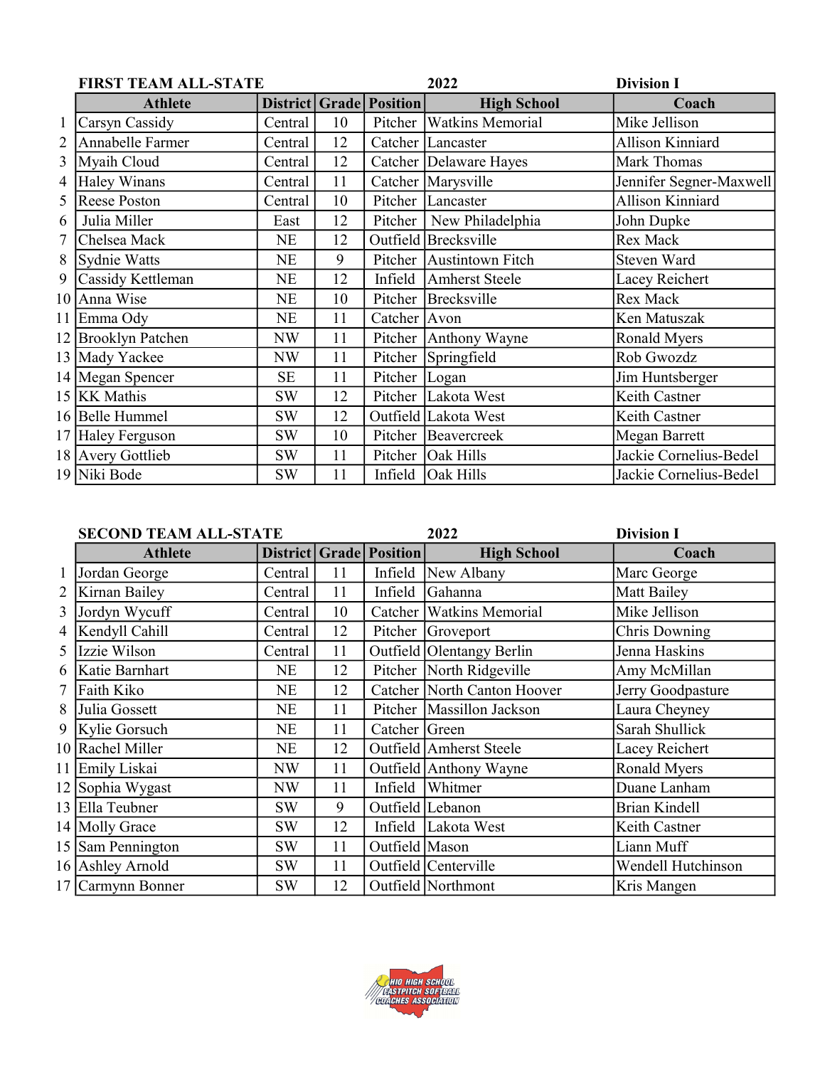## FIRST TEAM ALL-STATE 2022 Division I

| | Athlete | District | Grade | Position | High School | Coach |
|---|---|---|---|---|---|---|
| 1 | Carsyn Cassidy | Central | 10 | Pitcher | Watkins Memorial | Mike Jellison |
| 2 | Annabelle Farmer | Central | 12 | Catcher | Lancaster | Allison Kinniard |
| 3 | Myaih Cloud | Central | 12 | Catcher | Delaware Hayes | Mark Thomas |
| 4 | Haley Winans | Central | 11 | Catcher | Marysville | Jennifer Segner-Maxwell |
| 5 | Reese Poston | Central | 10 | Pitcher | Lancaster | Allison Kinniard |
| 6 | Julia Miller | East | 12 | Pitcher | New Philadelphia | John Dupke |
| 7 | Chelsea Mack | NE | 12 | Outfield | Brecksville | Rex Mack |
| 8 | Sydnie Watts | NE | 9 | Pitcher | Austintown Fitch | Steven Ward |
| 9 | Cassidy Kettleman | NE | 12 | Infield | Amherst Steele | Lacey Reichert |
| 10 | Anna Wise | NE | 10 | Pitcher | Brecksville | Rex Mack |
| 11 | Emma Ody | NE | 11 | Catcher | Avon | Ken Matuszak |
| 12 | Brooklyn Patchen | NW | 11 | Pitcher | Anthony Wayne | Ronald Myers |
| 13 | Mady Yackee | NW | 11 | Pitcher | Springfield | Rob Gwozdz |
| 14 | Megan Spencer | SE | 11 | Pitcher | Logan | Jim Huntsberger |
| 15 | KK Mathis | SW | 12 | Pitcher | Lakota West | Keith Castner |
| 16 | Belle Hummel | SW | 12 | Outfield | Lakota West | Keith Castner |
| 17 | Haley Ferguson | SW | 10 | Pitcher | Beavercreek | Megan Barrett |
| 18 | Avery Gottlieb | SW | 11 | Pitcher | Oak Hills | Jackie Cornelius-Bedel |
| 19 | Niki Bode | SW | 11 | Infield | Oak Hills | Jackie Cornelius-Bedel |

## SECOND TEAM ALL-STATE 2022 Division I

| | Athlete | District | Grade | Position | High School | Coach |
|---|---|---|---|---|---|---|
| 1 | Jordan George | Central | 11 | Infield | New Albany | Marc George |
| 2 | Kirnan Bailey | Central | 11 | Infield | Gahanna | Matt Bailey |
| 3 | Jordyn Wycuff | Central | 10 | Catcher | Watkins Memorial | Mike Jellison |
| 4 | Kendyll Cahill | Central | 12 | Pitcher | Groveport | Chris Downing |
| 5 | Izzie Wilson | Central | 11 | Outfield | Olentangy Berlin | Jenna Haskins |
| 6 | Katie Barnhart | NE | 12 | Pitcher | North Ridgeville | Amy McMillan |
| 7 | Faith Kiko | NE | 12 | Catcher | North Canton Hoover | Jerry Goodpasture |
| 8 | Julia Gossett | NE | 11 | Pitcher | Massillon Jackson | Laura Cheyney |
| 9 | Kylie Gorsuch | NE | 11 | Catcher | Green | Sarah Shullick |
| 10 | Rachel Miller | NE | 12 | Outfield | Amherst Steele | Lacey Reichert |
| 11 | Emily Liskai | NW | 11 | Outfield | Anthony Wayne | Ronald Myers |
| 12 | Sophia Wygast | NW | 11 | Infield | Whitmer | Duane Lanham |
| 13 | Ella Teubner | SW | 9 | Outfield | Lebanon | Brian Kindell |
| 14 | Molly Grace | SW | 12 | Infield | Lakota West | Keith Castner |
| 15 | Sam Pennington | SW | 11 | Outfield | Mason | Liann Muff |
| 16 | Ashley Arnold | SW | 11 | Outfield | Centerville | Wendell Hutchinson |
| 17 | Carmynn Bonner | SW | 12 | Outfield | Northmont | Kris Mangen |

Ohio High School Fastpitch Softball Coaches Association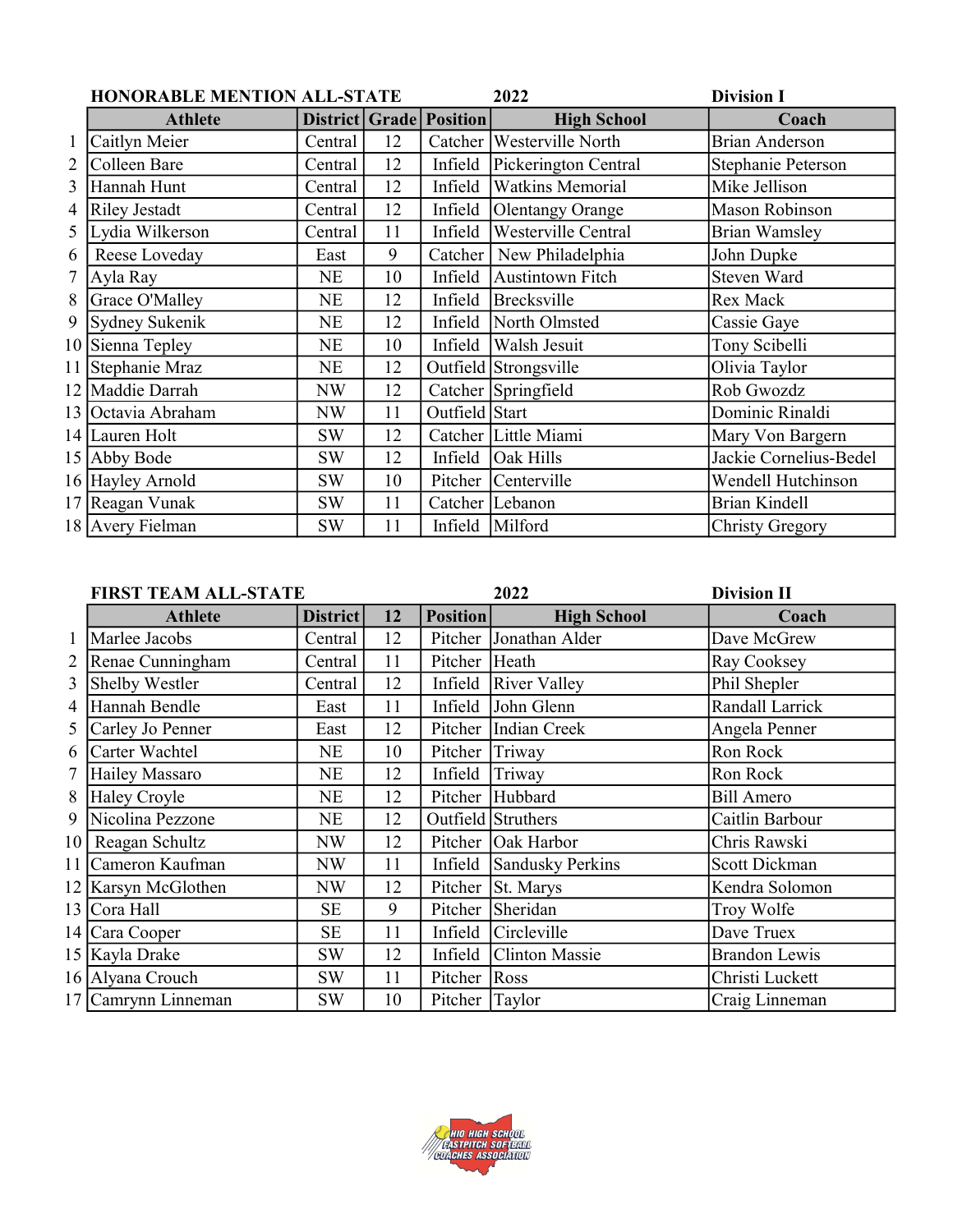**HONORABLE MENTION ALL-STATE** 2022 **Division I**

| | Athlete | District | Grade | Position | High School | Coach |
|---|---|---|---|---|---|---|
| 1 | Caitlyn Meier | Central | 12 | Catcher | Westerville North | Brian Anderson |
| 2 | Colleen Bare | Central | 12 | Infield | Pickerington Central | Stephanie Peterson |
| 3 | Hannah Hunt | Central | 12 | Infield | Watkins Memorial | Mike Jellison |
| 4 | Riley Jestadt | Central | 12 | Infield | Olentangy Orange | Mason Robinson |
| 5 | Lydia Wilkerson | Central | 11 | Infield | Westerville Central | Brian Wamsley |
| 6 | Reese Loveday | East | 9 | Catcher | New Philadelphia | John Dupke |
| 7 | Ayla Ray | NE | 10 | Infield | Austintown Fitch | Steven Ward |
| 8 | Grace O'Malley | NE | 12 | Infield | Brecksville | Rex Mack |
| 9 | Sydney Sukenik | NE | 12 | Infield | North Olmsted | Cassie Gaye |
| 10 | Sienna Tepley | NE | 10 | Infield | Walsh Jesuit | Tony Scibelli |
| 11 | Stephanie Mraz | NE | 12 | Outfield | Strongsville | Olivia Taylor |
| 12 | Maddie Darrah | NW | 12 | Catcher | Springfield | Rob Gwozdz |
| 13 | Octavia Abraham | NW | 11 | Outfield | Start | Dominic Rinaldi |
| 14 | Lauren Holt | SW | 12 | Catcher | Little Miami | Mary Von Bargern |
| 15 | Abby Bode | SW | 12 | Infield | Oak Hills | Jackie Cornelius-Bedel |
| 16 | Hayley Arnold | SW | 10 | Pitcher | Centerville | Wendell Hutchinson |
| 17 | Reagan Vunak | SW | 11 | Catcher | Lebanon | Brian Kindell |
| 18 | Avery Fielman | SW | 11 | Infield | Milford | Christy Gregory |

**FIRST TEAM ALL-STATE** 2022 **Division II**

| | Athlete | District | 12 | Position | High School | Coach |
|---|---|---|---|---|---|---|
| 1 | Marlee Jacobs | Central | 12 | Pitcher | Jonathan Alder | Dave McGrew |
| 2 | Renae Cunningham | Central | 11 | Pitcher | Heath | Ray Cooksey |
| 3 | Shelby Westler | Central | 12 | Infield | River Valley | Phil Shepler |
| 4 | Hannah Bendle | East | 11 | Infield | John Glenn | Randall Larrick |
| 5 | Carley Jo Penner | East | 12 | Pitcher | Indian Creek | Angela Penner |
| 6 | Carter Wachtel | NE | 10 | Pitcher | Triway | Ron Rock |
| 7 | Hailey Massaro | NE | 12 | Infield | Triway | Ron Rock |
| 8 | Haley Croyle | NE | 12 | Pitcher | Hubbard | Bill Amero |
| 9 | Nicolina Pezzone | NE | 12 | Outfield | Struthers | Caitlin Barbour |
| 10 | Reagan Schultz | NW | 12 | Pitcher | Oak Harbor | Chris Rawski |
| 11 | Cameron Kaufman | NW | 11 | Infield | Sandusky Perkins | Scott Dickman |
| 12 | Karsyn McGlothen | NW | 12 | Pitcher | St. Marys | Kendra Solomon |
| 13 | Cora Hall | SE | 9 | Pitcher | Sheridan | Troy Wolfe |
| 14 | Cara Cooper | SE | 11 | Infield | Circleville | Dave Truex |
| 15 | Kayla Drake | SW | 12 | Infield | Clinton Massie | Brandon Lewis |
| 16 | Alyana Crouch | SW | 11 | Pitcher | Ross | Christi Luckett |
| 17 | Camrynn Linneman | SW | 10 | Pitcher | Taylor | Craig Linneman |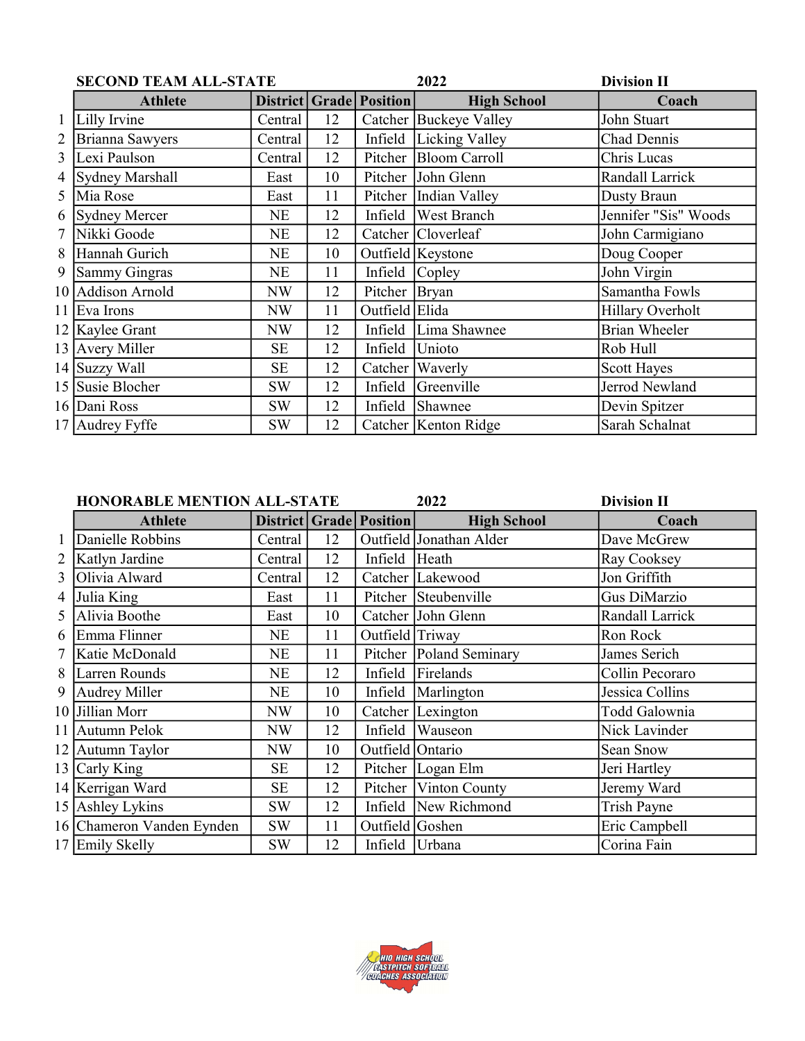**SECOND TEAM ALL-STATE** **2022** **Division II**

| | Athlete | District | Grade | Position | High School | Coach |
|---|---|---|---|---|---|---|
| 1 | Lilly Irvine | Central | 12 | Catcher | Buckeye Valley | John Stuart |
| 2 | Brianna Sawyers | Central | 12 | Infield | Licking Valley | Chad Dennis |
| 3 | Lexi Paulson | Central | 12 | Pitcher | Bloom Carroll | Chris Lucas |
| 4 | Sydney Marshall | East | 10 | Pitcher | John Glenn | Randall Larrick |
| 5 | Mia Rose | East | 11 | Pitcher | Indian Valley | Dusty Braun |
| 6 | Sydney Mercer | NE | 12 | Infield | West Branch | Jennifer "Sis" Woods |
| 7 | Nikki Goode | NE | 12 | Catcher | Cloverleaf | John Carmigiano |
| 8 | Hannah Gurich | NE | 10 | Outfield | Keystone | Doug Cooper |
| 9 | Sammy Gingras | NE | 11 | Infield | Copley | John Virgin |
| 10 | Addison Arnold | NW | 12 | Pitcher | Bryan | Samantha Fowls |
| 11 | Eva Irons | NW | 11 | Outfield | Elida | Hillary Overholt |
| 12 | Kaylee Grant | NW | 12 | Infield | Lima Shawnee | Brian Wheeler |
| 13 | Avery Miller | SE | 12 | Infield | Unioto | Rob Hull |
| 14 | Suzzy Wall | SE | 12 | Catcher | Waverly | Scott Hayes |
| 15 | Susie Blocher | SW | 12 | Infield | Greenville | Jerrod Newland |
| 16 | Dani Ross | SW | 12 | Infield | Shawnee | Devin Spitzer |
| 17 | Audrey Fyffe | SW | 12 | Catcher | Kenton Ridge | Sarah Schalnat |

**HONORABLE MENTION ALL-STATE** **2022** **Division II**

| | Athlete | District | Grade | Position | High School | Coach |
|---|---|---|---|---|---|---|
| 1 | Danielle Robbins | Central | 12 | Outfield | Jonathan Alder | Dave McGrew |
| 2 | Katlyn Jardine | Central | 12 | Infield | Heath | Ray Cooksey |
| 3 | Olivia Alward | Central | 12 | Catcher | Lakewood | Jon Griffith |
| 4 | Julia King | East | 11 | Pitcher | Steubenville | Gus DiMarzio |
| 5 | Alivia Boothe | East | 10 | Catcher | John Glenn | Randall Larrick |
| 6 | Emma Flinner | NE | 11 | Outfield | Triway | Ron Rock |
| 7 | Katie McDonald | NE | 11 | Pitcher | Poland Seminary | James Serich |
| 8 | Larren Rounds | NE | 12 | Infield | Firelands | Collin Pecoraro |
| 9 | Audrey Miller | NE | 10 | Infield | Marlington | Jessica Collins |
| 10 | Jillian Morr | NW | 10 | Catcher | Lexington | Todd Galownia |
| 11 | Autumn Pelok | NW | 12 | Infield | Wauseon | Nick Lavinder |
| 12 | Autumn Taylor | NW | 10 | Outfield | Ontario | Sean Snow |
| 13 | Carly King | SE | 12 | Pitcher | Logan Elm | Jeri Hartley |
| 14 | Kerrigan Ward | SE | 12 | Pitcher | Vinton County | Jeremy Ward |
| 15 | Ashley Lykins | SW | 12 | Infield | New Richmond | Trish Payne |
| 16 | Chameron Vanden Eynden | SW | 11 | Outfield | Goshen | Eric Campbell |
| 17 | Emily Skelly | SW | 12 | Infield | Urbana | Corina Fain |

OHIO HIGH SCHOOL FASTPITCH SOFTBALL COACHES ASSOCIATION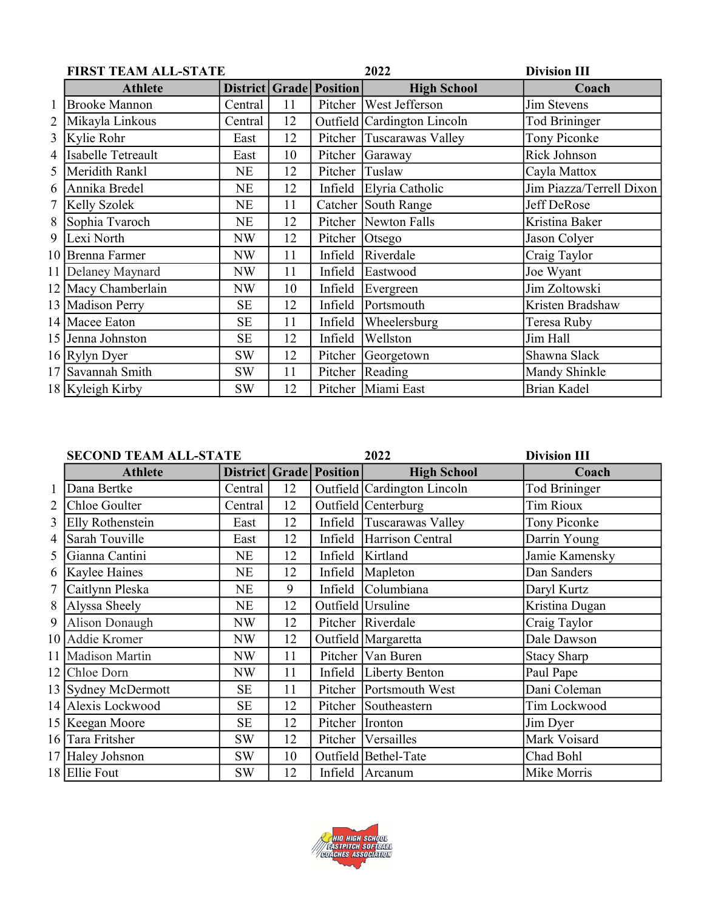## FIRST TEAM ALL-STATE — 2022 — Division III

| | Athlete | District | Grade | Position | High School | Coach |
|---|---|---|---|---|---|---|
| 1 | Brooke Mannon | Central | 11 | Pitcher | West Jefferson | Jim Stevens |
| 2 | Mikayla Linkous | Central | 12 | Outfield | Cardington Lincoln | Tod Brininger |
| 3 | Kylie Rohr | East | 12 | Pitcher | Tuscarawas Valley | Tony Piconke |
| 4 | Isabelle Tetreault | East | 10 | Pitcher | Garaway | Rick Johnson |
| 5 | Meridith Rankl | NE | 12 | Pitcher | Tuslaw | Cayla Mattox |
| 6 | Annika Bredel | NE | 12 | Infield | Elyria Catholic | Jim Piazza/Terrell Dixon |
| 7 | Kelly Szolek | NE | 11 | Catcher | South Range | Jeff DeRose |
| 8 | Sophia Tvaroch | NE | 12 | Pitcher | Newton Falls | Kristina Baker |
| 9 | Lexi North | NW | 12 | Pitcher | Otsego | Jason Colyer |
| 10 | Brenna Farmer | NW | 11 | Infield | Riverdale | Craig Taylor |
| 11 | Delaney Maynard | NW | 11 | Infield | Eastwood | Joe Wyant |
| 12 | Macy Chamberlain | NW | 10 | Infield | Evergreen | Jim Zoltowski |
| 13 | Madison Perry | SE | 12 | Infield | Portsmouth | Kristen Bradshaw |
| 14 | Macee Eaton | SE | 11 | Infield | Wheelersburg | Teresa Ruby |
| 15 | Jenna Johnston | SE | 12 | Infield | Wellston | Jim Hall |
| 16 | Rylyn Dyer | SW | 12 | Pitcher | Georgetown | Shawna Slack |
| 17 | Savannah Smith | SW | 11 | Pitcher | Reading | Mandy Shinkle |
| 18 | Kyleigh Kirby | SW | 12 | Pitcher | Miami East | Brian Kadel |

## SECOND TEAM ALL-STATE — 2022 — Division III

| | Athlete | District | Grade | Position | High School | Coach |
|---|---|---|---|---|---|---|
| 1 | Dana Bertke | Central | 12 | Outfield | Cardington Lincoln | Tod Brininger |
| 2 | Chloe Goulter | Central | 12 | Outfield | Centerburg | Tim Rioux |
| 3 | Elly Rothenstein | East | 12 | Infield | Tuscarawas Valley | Tony Piconke |
| 4 | Sarah Touville | East | 12 | Infield | Harrison Central | Darrin Young |
| 5 | Gianna Cantini | NE | 12 | Infield | Kirtland | Jamie Kamensky |
| 6 | Kaylee Haines | NE | 12 | Infield | Mapleton | Dan Sanders |
| 7 | Caitlynn Pleska | NE | 9 | Infield | Columbiana | Daryl Kurtz |
| 8 | Alyssa Sheely | NE | 12 | Outfield | Ursuline | Kristina Dugan |
| 9 | Alison Donaugh | NW | 12 | Pitcher | Riverdale | Craig Taylor |
| 10 | Addie Kromer | NW | 12 | Outfield | Margaretta | Dale Dawson |
| 11 | Madison Martin | NW | 11 | Pitcher | Van Buren | Stacy Sharp |
| 12 | Chloe Dorn | NW | 11 | Infield | Liberty Benton | Paul Pape |
| 13 | Sydney McDermott | SE | 11 | Pitcher | Portsmouth West | Dani Coleman |
| 14 | Alexis Lockwood | SE | 12 | Pitcher | Southeastern | Tim Lockwood |
| 15 | Keegan Moore | SE | 12 | Pitcher | Ironton | Jim Dyer |
| 16 | Tara Fritsher | SW | 12 | Pitcher | Versailles | Mark Voisard |
| 17 | Haley Johsnon | SW | 10 | Outfield | Bethel-Tate | Chad Bohl |
| 18 | Ellie Fout | SW | 12 | Infield | Arcanum | Mike Morris |

OHIO HIGH SCHOOL FASTPITCH SOFTBALL COACHES ASSOCIATION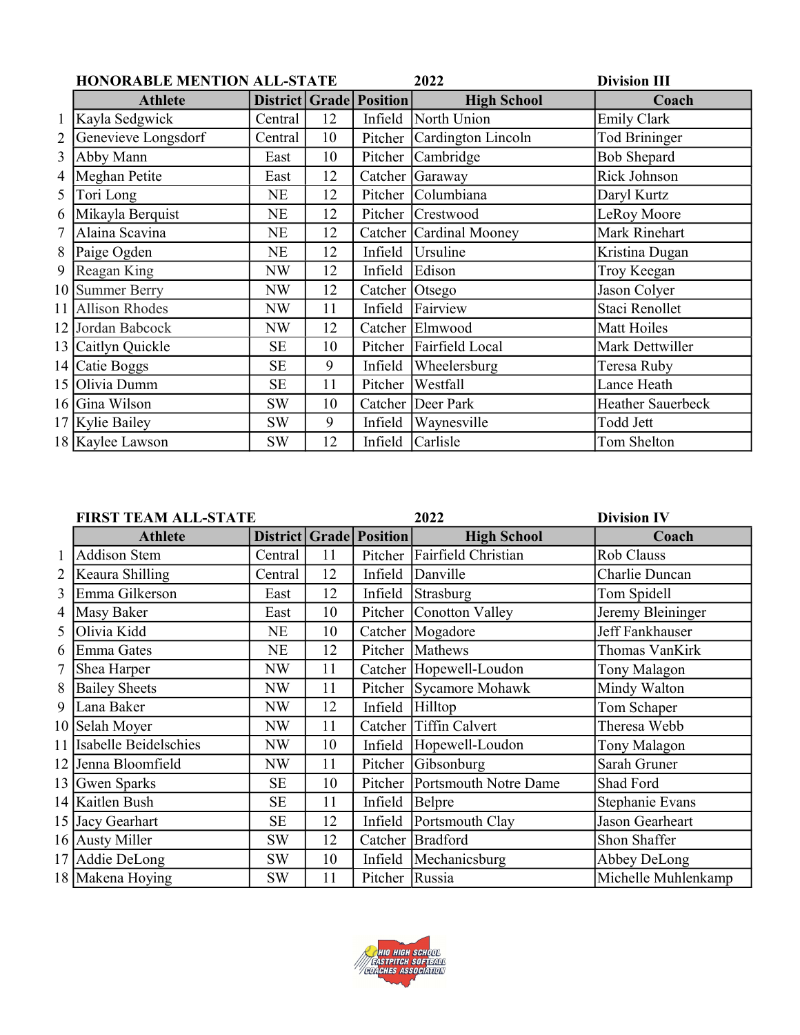**HONORABLE MENTION ALL-STATE** 2022 **Division III**

| | Athlete | District | Grade | Position | High School | Coach |
|---|---|---|---|---|---|---|
| 1 | Kayla Sedgwick | Central | 12 | Infield | North Union | Emily Clark |
| 2 | Genevieve Longsdorf | Central | 10 | Pitcher | Cardington Lincoln | Tod Brininger |
| 3 | Abby Mann | East | 10 | Pitcher | Cambridge | Bob Shepard |
| 4 | Meghan Petite | East | 12 | Catcher | Garaway | Rick Johnson |
| 5 | Tori Long | NE | 12 | Pitcher | Columbiana | Daryl Kurtz |
| 6 | Mikayla Berquist | NE | 12 | Pitcher | Crestwood | LeRoy Moore |
| 7 | Alaina Scavina | NE | 12 | Catcher | Cardinal Mooney | Mark Rinehart |
| 8 | Paige Ogden | NE | 12 | Infield | Ursuline | Kristina Dugan |
| 9 | Reagan King | NW | 12 | Infield | Edison | Troy Keegan |
| 10 | Summer Berry | NW | 12 | Catcher | Otsego | Jason Colyer |
| 11 | Allison Rhodes | NW | 11 | Infield | Fairview | Staci Renollet |
| 12 | Jordan Babcock | NW | 12 | Catcher | Elmwood | Matt Hoiles |
| 13 | Caitlyn Quickle | SE | 10 | Pitcher | Fairfield Local | Mark Dettwiller |
| 14 | Catie Boggs | SE | 9 | Infield | Wheelersburg | Teresa Ruby |
| 15 | Olivia Dumm | SE | 11 | Pitcher | Westfall | Lance Heath |
| 16 | Gina Wilson | SW | 10 | Catcher | Deer Park | Heather Sauerbeck |
| 17 | Kylie Bailey | SW | 9 | Infield | Waynesville | Todd Jett |
| 18 | Kaylee Lawson | SW | 12 | Infield | Carlisle | Tom Shelton |

**FIRST TEAM ALL-STATE** 2022 **Division IV**

| | Athlete | District | Grade | Position | High School | Coach |
|---|---|---|---|---|---|---|
| 1 | Addison Stem | Central | 11 | Pitcher | Fairfield Christian | Rob Clauss |
| 2 | Keaura Shilling | Central | 12 | Infield | Danville | Charlie Duncan |
| 3 | Emma Gilkerson | East | 12 | Infield | Strasburg | Tom Spidell |
| 4 | Masy Baker | East | 10 | Pitcher | Conotton Valley | Jeremy Bleininger |
| 5 | Olivia Kidd | NE | 10 | Catcher | Mogadore | Jeff Fankhauser |
| 6 | Emma Gates | NE | 12 | Pitcher | Mathews | Thomas VanKirk |
| 7 | Shea Harper | NW | 11 | Catcher | Hopewell-Loudon | Tony Malagon |
| 8 | Bailey Sheets | NW | 11 | Pitcher | Sycamore Mohawk | Mindy Walton |
| 9 | Lana Baker | NW | 12 | Infield | Hilltop | Tom Schaper |
| 10 | Selah Moyer | NW | 11 | Catcher | Tiffin Calvert | Theresa Webb |
| 11 | Isabelle Beidelschies | NW | 10 | Infield | Hopewell-Loudon | Tony Malagon |
| 12 | Jenna Bloomfield | NW | 11 | Pitcher | Gibsonburg | Sarah Gruner |
| 13 | Gwen Sparks | SE | 10 | Pitcher | Portsmouth Notre Dame | Shad Ford |
| 14 | Kaitlen Bush | SE | 11 | Infield | Belpre | Stephanie Evans |
| 15 | Jacy Gearhart | SE | 12 | Infield | Portsmouth Clay | Jason Gearheart |
| 16 | Austy Miller | SW | 12 | Catcher | Bradford | Shon Shaffer |
| 17 | Addie DeLong | SW | 10 | Infield | Mechanicsburg | Abbey DeLong |
| 18 | Makena Hoying | SW | 11 | Pitcher | Russia | Michelle Muhlenkamp |

OHIO HIGH SCHOOL FASTPITCH SOFTBALL COACHES ASSOCIATION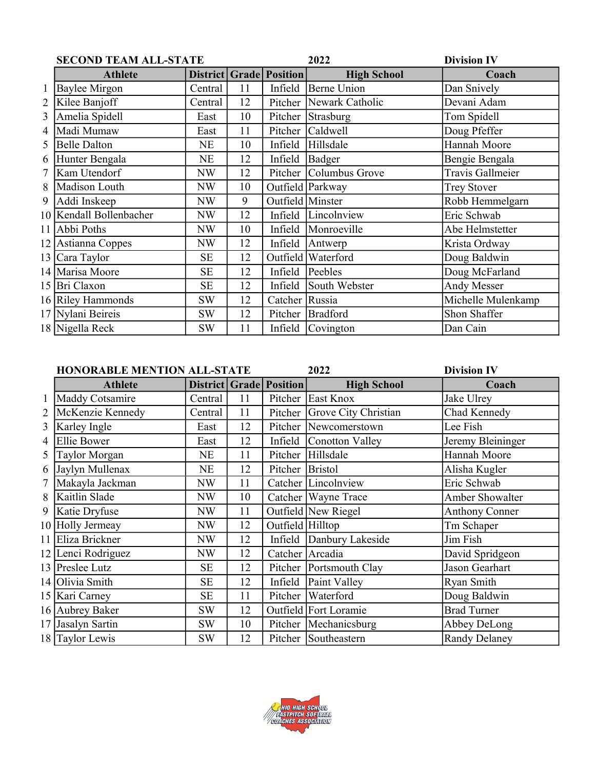**SECOND TEAM ALL-STATE** 2022 **Division IV**

| | Athlete | District | Grade | Position | High School | Coach |
|---|---|---|---|---|---|---|
| 1 | Baylee Mirgon | Central | 11 | Infield | Berne Union | Dan Snively |
| 2 | Kilee Banjoff | Central | 12 | Pitcher | Newark Catholic | Devani Adam |
| 3 | Amelia Spidell | East | 10 | Pitcher | Strasburg | Tom Spidell |
| 4 | Madi Mumaw | East | 11 | Pitcher | Caldwell | Doug Pfeffer |
| 5 | Belle Dalton | NE | 10 | Infield | Hillsdale | Hannah Moore |
| 6 | Hunter Bengala | NE | 12 | Infield | Badger | Bengie Bengala |
| 7 | Kam Utendorf | NW | 12 | Pitcher | Columbus Grove | Travis Gallmeier |
| 8 | Madison Louth | NW | 10 | Outfield | Parkway | Trey Stover |
| 9 | Addi Inskeep | NW | 9 | Outfield | Minster | Robb Hemmelgarn |
| 10 | Kendall Bollenbacher | NW | 12 | Infield | Lincolnview | Eric Schwab |
| 11 | Abbi Poths | NW | 10 | Infield | Monroeville | Abe Helmstetter |
| 12 | Astianna Coppes | NW | 12 | Infield | Antwerp | Krista Ordway |
| 13 | Cara Taylor | SE | 12 | Outfield | Waterford | Doug Baldwin |
| 14 | Marisa Moore | SE | 12 | Infield | Peebles | Doug McFarland |
| 15 | Bri Claxon | SE | 12 | Infield | South Webster | Andy Messer |
| 16 | Riley Hammonds | SW | 12 | Catcher | Russia | Michelle Mulenkamp |
| 17 | Nylani Beireis | SW | 12 | Pitcher | Bradford | Shon Shaffer |
| 18 | Nigella Reck | SW | 11 | Infield | Covington | Dan Cain |

**HONORABLE MENTION ALL-STATE** 2022 **Division IV**

| | Athlete | District | Grade | Position | High School | Coach |
|---|---|---|---|---|---|---|
| 1 | Maddy Cotsamire | Central | 11 | Pitcher | East Knox | Jake Ulrey |
| 2 | McKenzie Kennedy | Central | 11 | Pitcher | Grove City Christian | Chad Kennedy |
| 3 | Karley Ingle | East | 12 | Pitcher | Newcomerstown | Lee Fish |
| 4 | Ellie Bower | East | 12 | Infield | Conotton Valley | Jeremy Bleininger |
| 5 | Taylor Morgan | NE | 11 | Pitcher | Hillsdale | Hannah Moore |
| 6 | Jaylyn Mullenax | NE | 12 | Pitcher | Bristol | Alisha Kugler |
| 7 | Makayla Jackman | NW | 11 | Catcher | Lincolnview | Eric Schwab |
| 8 | Kaitlin Slade | NW | 10 | Catcher | Wayne Trace | Amber Showalter |
| 9 | Katie Dryfuse | NW | 11 | Outfield | New Riegel | Anthony Conner |
| 10 | Holly Jermeay | NW | 12 | Outfield | Hilltop | Tm Schaper |
| 11 | Eliza Brickner | NW | 12 | Infield | Danbury Lakeside | Jim Fish |
| 12 | Lenci Rodriguez | NW | 12 | Catcher | Arcadia | David Spridgeon |
| 13 | Preslee Lutz | SE | 12 | Pitcher | Portsmouth Clay | Jason Gearhart |
| 14 | Olivia Smith | SE | 12 | Infield | Paint Valley | Ryan Smith |
| 15 | Kari Carney | SE | 11 | Pitcher | Waterford | Doug Baldwin |
| 16 | Aubrey Baker | SW | 12 | Outfield | Fort Loramie | Brad Turner |
| 17 | Jasalyn Sartin | SW | 10 | Pitcher | Mechanicsburg | Abbey DeLong |
| 18 | Taylor Lewis | SW | 12 | Pitcher | Southeastern | Randy Delaney |

OHIO HIGH SCHOOL FASTPITCH SOFTBALL COACHES ASSOCIATION